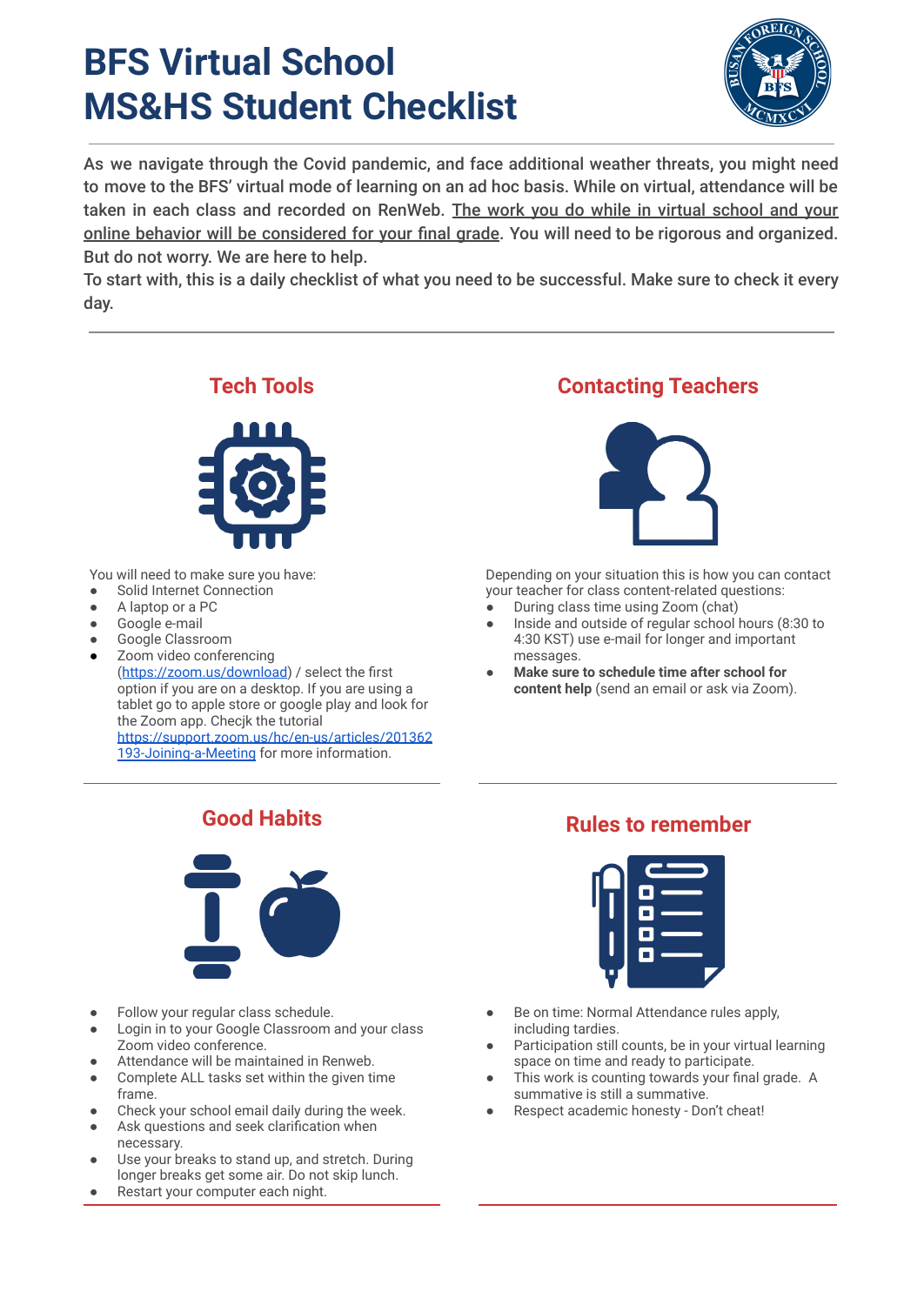# BFS Virtual School
# MS&HS Student Checklist

As we navigate through the Covid pandemic, and face additional weather threats, you might need to move to the BFS' virtual mode of learning on an ad hoc basis. While on virtual, attendance will be taken in each class and recorded on RenWeb. The work you do while in virtual school and your online behavior will be considered for your final grade. You will need to be rigorous and organized. But do not worry. We are here to help.

To start with, this is a daily checklist of what you need to be successful. Make sure to check it every day.

## Tech Tools

You will need to make sure you have:

- Solid Internet Connection
- A laptop or a PC
- Google e-mail
- Google Classroom
- Zoom video conferencing ([https://zoom.us/download](https://zoom.us/download)) / select the first option if you are on a desktop. If you are using a tablet go to apple store or google play and look for the Zoom app. Checjk the tutorial [https://support.zoom.us/hc/en-us/articles/201362193-Joining-a-Meeting](https://support.zoom.us/hc/en-us/articles/201362193-Joining-a-Meeting) for more information.

## Contacting Teachers

Depending on your situation this is how you can contact your teacher for class content-related questions:

- During class time using Zoom (chat)
- Inside and outside of regular school hours (8:30 to 4:30 KST) use e-mail for longer and important messages.
- **Make sure to schedule time after school for content help** (send an email or ask via Zoom).

## Good Habits

- Follow your regular class schedule.
- Login in to your Google Classroom and your class Zoom video conference.
- Attendance will be maintained in Renweb.
- Complete ALL tasks set within the given time frame.
- Check your school email daily during the week.
- Ask questions and seek clarification when necessary.
- Use your breaks to stand up, and stretch. During longer breaks get some air. Do not skip lunch.
- Restart your computer each night.

## Rules to remember

- Be on time: Normal Attendance rules apply, including tardies.
- Participation still counts, be in your virtual learning space on time and ready to participate.
- This work is counting towards your final grade. A summative is still a summative.
- Respect academic honesty - Don't cheat!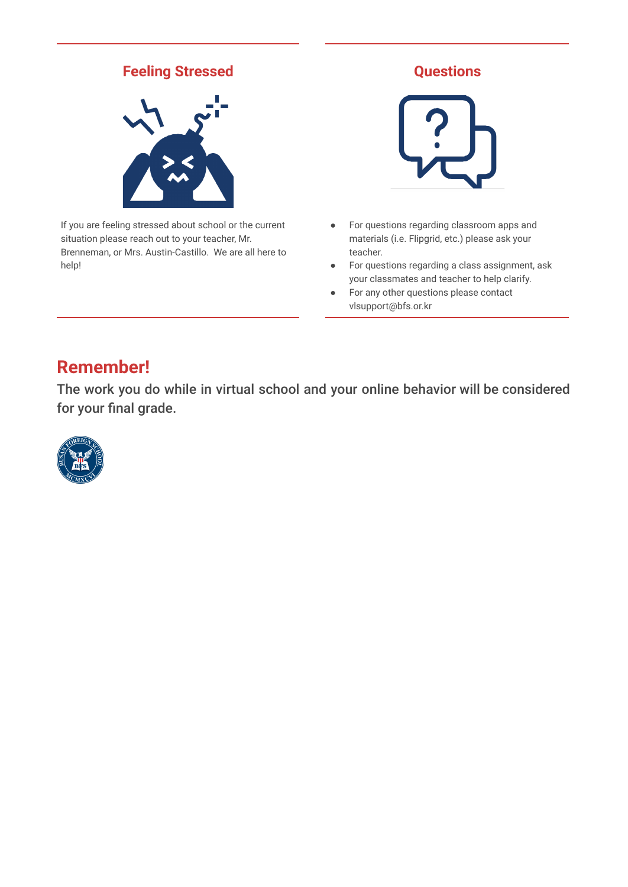## Feeling Stressed

If you are feeling stressed about school or the current situation please reach out to your teacher, Mr. Brenneman, or Mrs. Austin-Castillo. We are all here to help!

## Questions

- For questions regarding classroom apps and materials (i.e. Flipgrid, etc.) please ask your teacher.
- For questions regarding a class assignment, ask your classmates and teacher to help clarify.
- For any other questions please contact vlsupport@bfs.or.kr

## Remember!

**The work you do while in virtual school and your online behavior will be considered for your final grade.**